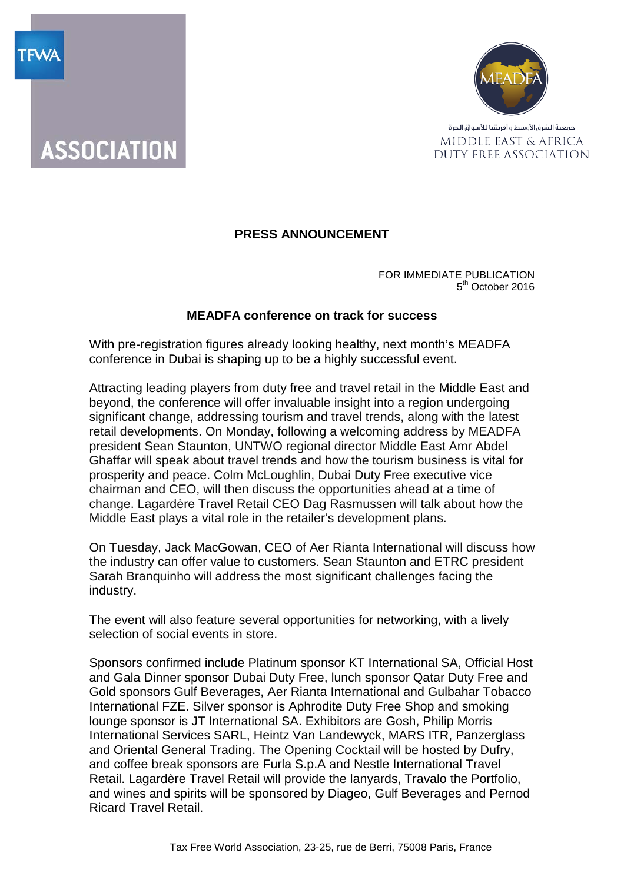TFWA

ASSOCIATION

MEADFA

جمعية الشرق الأوسط وأفريقيا للأسواق الحرة

MIDDLE EAST & AFRICA DUTY FREE ASSOCIATION

**PRESS ANNOUNCEMENT**

FOR IMMEDIATE PUBLICATION
5th October 2016

**MEADFA conference on track for success**

With pre-registration figures already looking healthy, next month's MEADFA conference in Dubai is shaping up to be a highly successful event.

Attracting leading players from duty free and travel retail in the Middle East and beyond, the conference will offer invaluable insight into a region undergoing significant change, addressing tourism and travel trends, along with the latest retail developments. On Monday, following a welcoming address by MEADFA president Sean Staunton, UNTWO regional director Middle East Amr Abdel Ghaffar will speak about travel trends and how the tourism business is vital for prosperity and peace. Colm McLoughlin, Dubai Duty Free executive vice chairman and CEO, will then discuss the opportunities ahead at a time of change. Lagardère Travel Retail CEO Dag Rasmussen will talk about how the Middle East plays a vital role in the retailer's development plans.

On Tuesday, Jack MacGowan, CEO of Aer Rianta International will discuss how the industry can offer value to customers. Sean Staunton and ETRC president Sarah Branquinho will address the most significant challenges facing the industry.

The event will also feature several opportunities for networking, with a lively selection of social events in store.

Sponsors confirmed include Platinum sponsor KT International SA, Official Host and Gala Dinner sponsor Dubai Duty Free, lunch sponsor Qatar Duty Free and Gold sponsors Gulf Beverages, Aer Rianta International and Gulbahar Tobacco International FZE. Silver sponsor is Aphrodite Duty Free Shop and smoking lounge sponsor is JT International SA. Exhibitors are Gosh, Philip Morris International Services SARL, Heintz Van Landewyck, MARS ITR, Panzerglass and Oriental General Trading. The Opening Cocktail will be hosted by Dufry, and coffee break sponsors are Furla S.p.A and Nestle International Travel Retail. Lagardère Travel Retail will provide the lanyards, Travalo the Portfolio, and wines and spirits will be sponsored by Diageo, Gulf Beverages and Pernod Ricard Travel Retail.

Tax Free World Association, 23-25, rue de Berri, 75008 Paris, France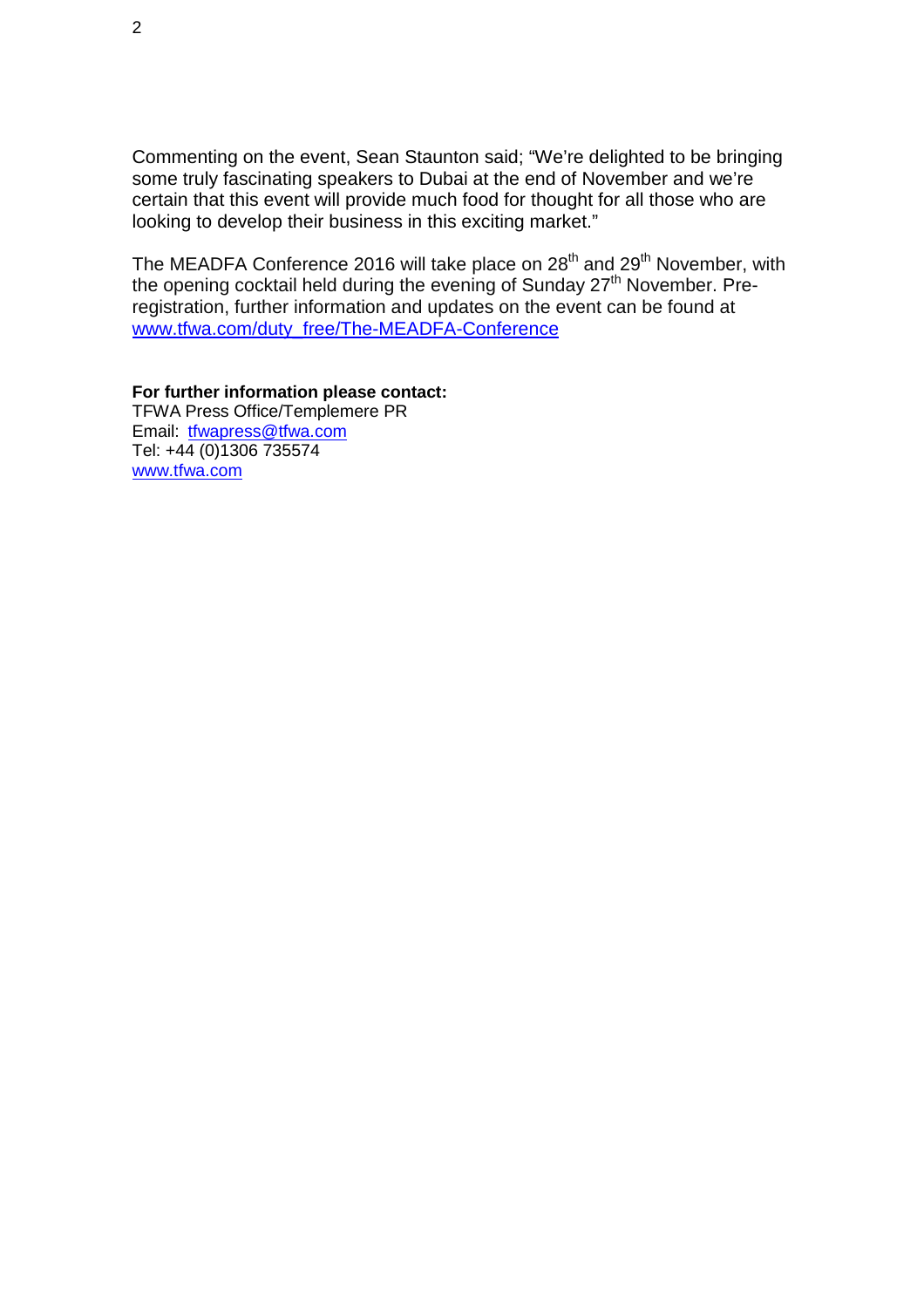Commenting on the event, Sean Staunton said; "We're delighted to be bringing some truly fascinating speakers to Dubai at the end of November and we're certain that this event will provide much food for thought for all those who are looking to develop their business in this exciting market."

The MEADFA Conference 2016 will take place on 28th and 29th November, with the opening cocktail held during the evening of Sunday 27th November. Pre-registration, further information and updates on the event can be found at www.tfwa.com/duty_free/The-MEADFA-Conference

**For further information please contact:**
TFWA Press Office/Templemere PR
Email: tfwapress@tfwa.com
Tel: +44 (0)1306 735574
www.tfwa.com